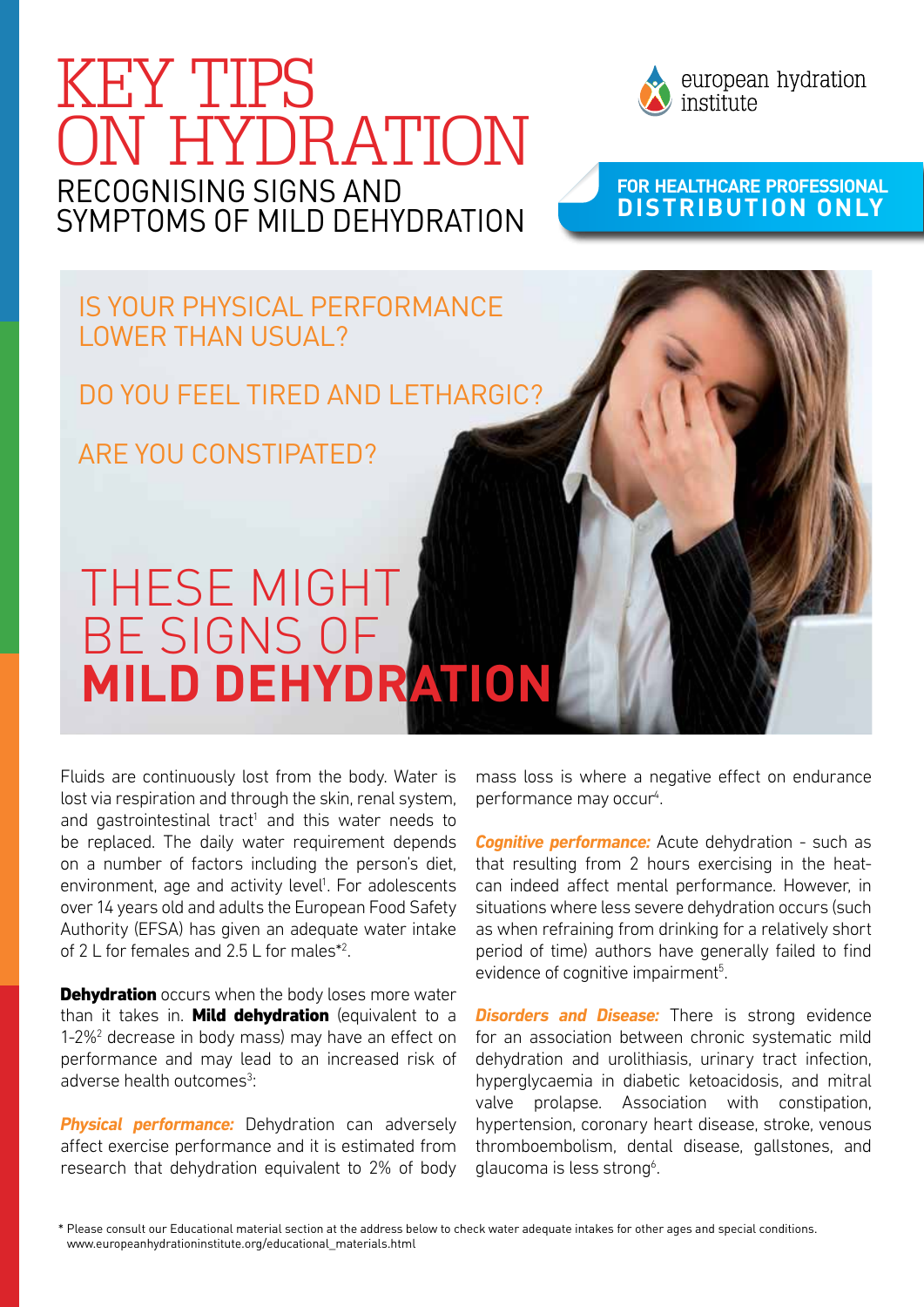# KEY TIPS ON HYDRATION

## RECOGNISING SIGNS AND SYMPTOMS OF MILD DEHYDRATION

european hydration institute

**FOR HEALTHCARE PROFESSIONAL DISTRIBUTION ONLY**

IS YOUR PHYSICAL PERFORMANCE LOWER THAN USUAL?

DO YOU FEEL TIRED AND LETHARGIC?

ARE YOU CONSTIPATED?

## THESE MIGHT BE SIGNS OF **MILD DEHYDRATION**

Fluids are continuously lost from the body. Water is lost via respiration and through the skin, renal system, and gastrointestinal tract[1] and this water needs to be replaced. The daily water requirement depends on a number of factors including the person's diet, environment, age and activity level[1]. For adolescents over 14 years old and adults the European Food Safety Authority (EFSA) has given an adequate water intake of 2 L for females and 2.5 L for males*[2].

**Dehydration** occurs when the body loses more water than it takes in. **Mild dehydration** (equivalent to a 1-2%[2] decrease in body mass) may have an effect on performance and may lead to an increased risk of adverse health outcomes[3]:

***Physical performance:*** Dehydration can adversely affect exercise performance and it is estimated from research that dehydration equivalent to 2% of body mass loss is where a negative effect on endurance performance may occur[4].

***Cognitive performance:*** Acute dehydration - such as that resulting from 2 hours exercising in the heat- can indeed affect mental performance. However, in situations where less severe dehydration occurs (such as when refraining from drinking for a relatively short period of time) authors have generally failed to find evidence of cognitive impairment[5].

***Disorders and Disease:*** There is strong evidence for an association between chronic systematic mild dehydration and urolithiasis, urinary tract infection, hyperglycaemia in diabetic ketoacidosis, and mitral valve prolapse. Association with constipation, hypertension, coronary heart disease, stroke, venous thromboembolism, dental disease, gallstones, and glaucoma is less strong[6].

\* Please consult our Educational material section at the address below to check water adequate intakes for other ages and special conditions. www.europeanhydrationinstitute.org/educational_materials.html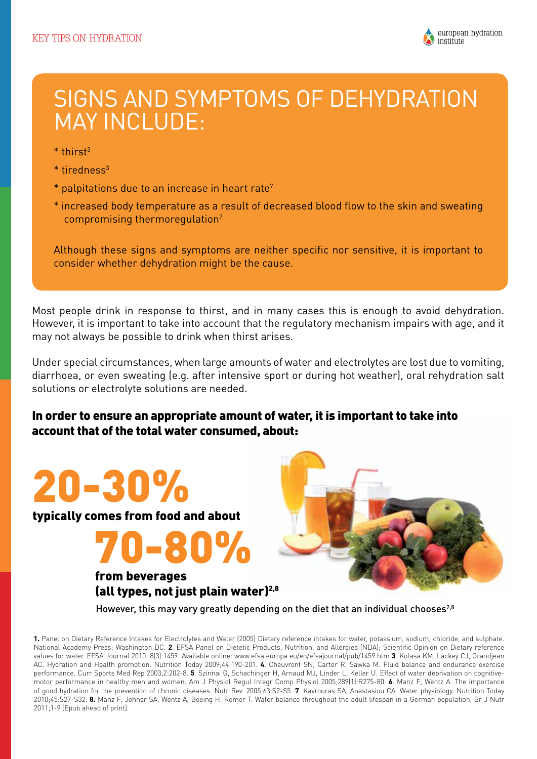# SIGNS AND SYMPTOMS OF DEHYDRATION MAY INCLUDE:

* thirst[3]
* tiredness[3]
* palpitations due to an increase in heart rate[7]
* increased body temperature as a result of decreased blood flow to the skin and sweating compromising thermoregulation[7]

Although these signs and symptoms are neither specific nor sensitive, it is important to consider whether dehydration might be the cause.

Most people drink in response to thirst, and in many cases this is enough to avoid dehydration. However, it is important to take into account that the regulatory mechanism impairs with age, and it may not always be possible to drink when thirst arises.

Under special circumstances, when large amounts of water and electrolytes are lost due to vomiting, diarrhoea, or even sweating (e.g. after intensive sport or during hot weather), oral rehydration salt solutions or electrolyte solutions are needed.

**In order to ensure an appropriate amount of water, it is important to take into account that of the total water consumed, about:**

**20-30%**

**typically comes from food and about**

**70-80%**

**from beverages (all types, not just plain water)[2,8]**

However, this may vary greatly depending on the diet that an individual chooses[2,8]

**1.** Panel on Dietary Reference Intakes for Electrolytes and Water (2005) Dietary reference intakes for water, potassium, sodium, chloride, and sulphate. National Academy Press: Washington DC. **2**. EFSA Panel on Dietetic Products, Nutrition, and Allergies (NDA); Scientific Opinion on Dietary reference values for water. EFSA Journal 2010; 8(3):1459. Available online: www.efsa.europa.eu/en/efsajournal/pub/1459.htm **3**. Kolasa KM, Lackey CJ, Grandjean AC. Hydration and Health promotion. Nutrition Today 2009;44:190-201. **4**. Cheuvront SN, Carter R, Sawka M. Fluid balance and endurance exercise performance. Curr Sports Med Rep 2003;2:202-8. **5**. Szinnai G, Schachinger H, Arnaud MJ, Linder L, Keller U. Effect of water deprivation on cognitive-motor performance in healthy men and women. Am J Physiol Regul Integr Comp Physiol 2005;289(1):R275-80. **6**. Manz F, Wentz A. The importance of good hydration for the prevention of chronic diseases. Nutr Rev. 2005;63:S2-S5. **7**. Kavrouras SA, Anastasiou CA. Water physiology. Nutrition Today 2010;45:S27-S32. **8.** Manz F, Johner SA, Wentz A, Boeing H, Remer T. Water balance throughout the adult lifespan in a German population. Br J Nutr 2011;1-9 (Epub ahead of print].